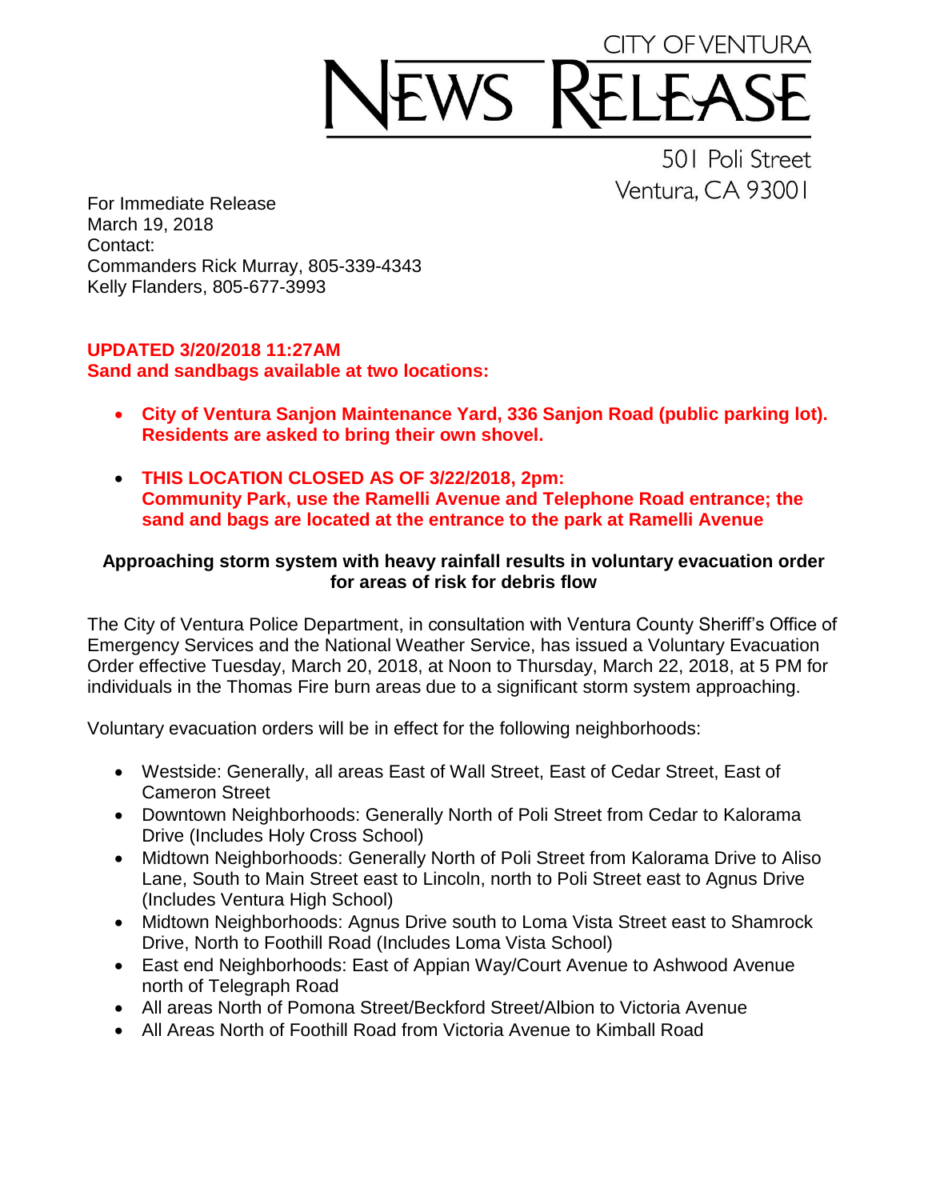# CITY OF VENTURA NEWS RELEASE

501 Poli Street
Ventura, CA 93001

For Immediate Release
March 19, 2018
Contact:
Commanders Rick Murray, 805-339-4343
Kelly Flanders, 805-677-3993

**UPDATED 3/20/2018 11:27AM**
**Sand and sandbags available at two locations:**

- **City of Ventura Sanjon Maintenance Yard, 336 Sanjon Road (public parking lot). Residents are asked to bring their own shovel.**
- **THIS LOCATION CLOSED AS OF 3/22/2018, 2pm: Community Park, use the Ramelli Avenue and Telephone Road entrance; the sand and bags are located at the entrance to the park at Ramelli Avenue**

**Approaching storm system with heavy rainfall results in voluntary evacuation order for areas of risk for debris flow**

The City of Ventura Police Department, in consultation with Ventura County Sheriff's Office of Emergency Services and the National Weather Service, has issued a Voluntary Evacuation Order effective Tuesday, March 20, 2018, at Noon to Thursday, March 22, 2018, at 5 PM for individuals in the Thomas Fire burn areas due to a significant storm system approaching.

Voluntary evacuation orders will be in effect for the following neighborhoods:

- Westside: Generally, all areas East of Wall Street, East of Cedar Street, East of Cameron Street
- Downtown Neighborhoods: Generally North of Poli Street from Cedar to Kalorama Drive (Includes Holy Cross School)
- Midtown Neighborhoods: Generally North of Poli Street from Kalorama Drive to Aliso Lane, South to Main Street east to Lincoln, north to Poli Street east to Agnus Drive (Includes Ventura High School)
- Midtown Neighborhoods: Agnus Drive south to Loma Vista Street east to Shamrock Drive, North to Foothill Road (Includes Loma Vista School)
- East end Neighborhoods: East of Appian Way/Court Avenue to Ashwood Avenue north of Telegraph Road
- All areas North of Pomona Street/Beckford Street/Albion to Victoria Avenue
- All Areas North of Foothill Road from Victoria Avenue to Kimball Road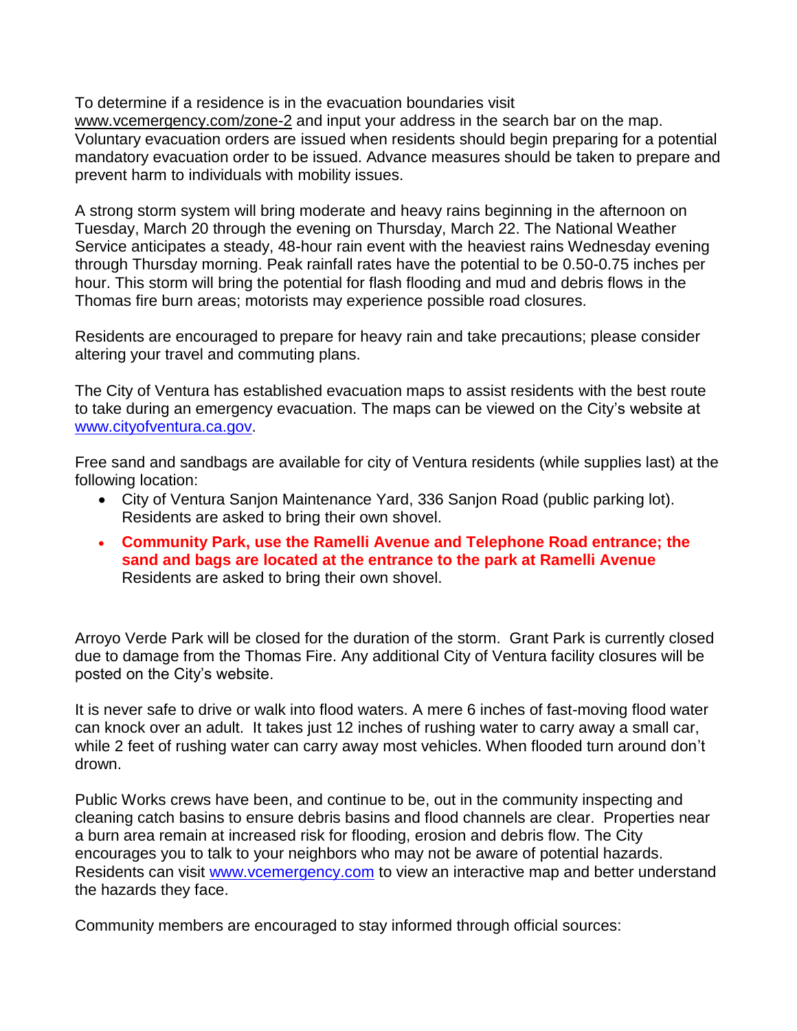To determine if a residence is in the evacuation boundaries visit www.vcemergency.com/zone-2 and input your address in the search bar on the map. Voluntary evacuation orders are issued when residents should begin preparing for a potential mandatory evacuation order to be issued. Advance measures should be taken to prepare and prevent harm to individuals with mobility issues.

A strong storm system will bring moderate and heavy rains beginning in the afternoon on Tuesday, March 20 through the evening on Thursday, March 22. The National Weather Service anticipates a steady, 48-hour rain event with the heaviest rains Wednesday evening through Thursday morning. Peak rainfall rates have the potential to be 0.50-0.75 inches per hour. This storm will bring the potential for flash flooding and mud and debris flows in the Thomas fire burn areas; motorists may experience possible road closures.

Residents are encouraged to prepare for heavy rain and take precautions; please consider altering your travel and commuting plans.

The City of Ventura has established evacuation maps to assist residents with the best route to take during an emergency evacuation. The maps can be viewed on the City's website at www.cityofventura.ca.gov.

Free sand and sandbags are available for city of Ventura residents (while supplies last) at the following location:

- City of Ventura Sanjon Maintenance Yard, 336 Sanjon Road (public parking lot). Residents are asked to bring their own shovel.
- **Community Park, use the Ramelli Avenue and Telephone Road entrance; the sand and bags are located at the entrance to the park at Ramelli Avenue** Residents are asked to bring their own shovel.

Arroyo Verde Park will be closed for the duration of the storm. Grant Park is currently closed due to damage from the Thomas Fire. Any additional City of Ventura facility closures will be posted on the City's website.

It is never safe to drive or walk into flood waters. A mere 6 inches of fast-moving flood water can knock over an adult. It takes just 12 inches of rushing water to carry away a small car, while 2 feet of rushing water can carry away most vehicles. When flooded turn around don't drown.

Public Works crews have been, and continue to be, out in the community inspecting and cleaning catch basins to ensure debris basins and flood channels are clear. Properties near a burn area remain at increased risk for flooding, erosion and debris flow. The City encourages you to talk to your neighbors who may not be aware of potential hazards. Residents can visit www.vcemergency.com to view an interactive map and better understand the hazards they face.

Community members are encouraged to stay informed through official sources: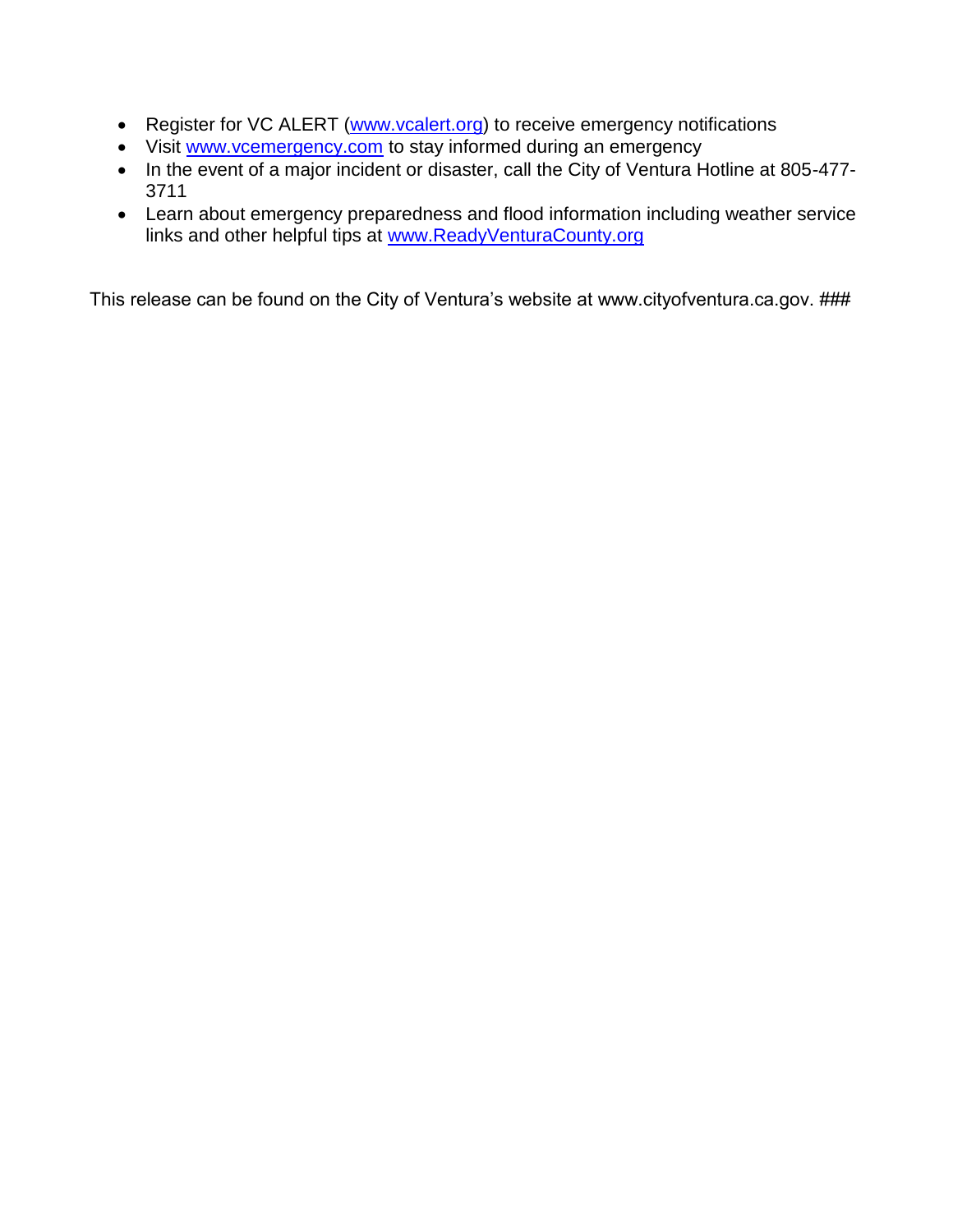- Register for VC ALERT ([www.vcalert.org](www.vcalert.org)) to receive emergency notifications
- Visit [www.vcemergency.com](www.vcemergency.com) to stay informed during an emergency
- In the event of a major incident or disaster, call the City of Ventura Hotline at 805-477-3711
- Learn about emergency preparedness and flood information including weather service links and other helpful tips at [www.ReadyVenturaCounty.org](www.ReadyVenturaCounty.org)

This release can be found on the City of Ventura's website at www.cityofventura.ca.gov. ###